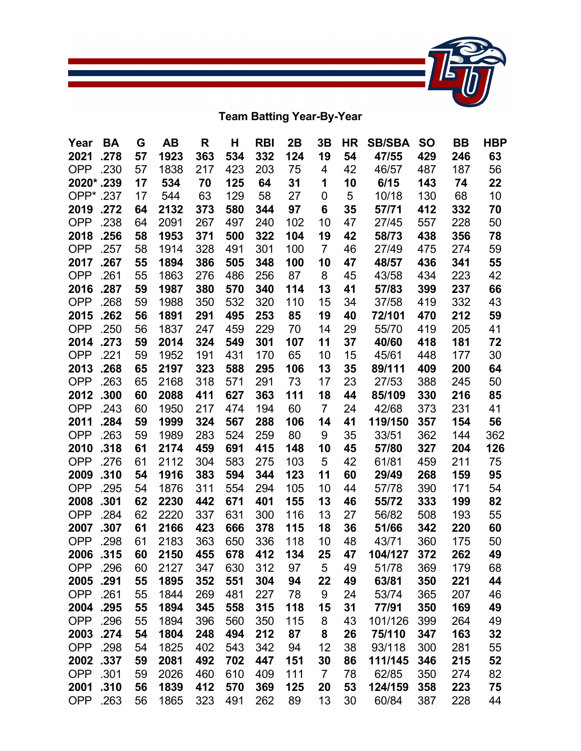## Team Batting Year-By-Year

| Year | BA | G | AB | R | H | RBI | 2B | 3B | HR | SB/SBA | SO | BB | HBP |
|---|---|---|---|---|---|---|---|---|---|---|---|---|---|
| **2021** | **.278** | **57** | **1923** | **363** | **534** | **332** | **124** | **19** | **54** | **47/55** | **429** | **246** | **63** |
| OPP | .230 | 57 | 1838 | 217 | 423 | 203 | 75 | 4 | 42 | 46/57 | 487 | 187 | 56 |
| **2020*** | **.239** | **17** | **534** | **70** | **125** | **64** | **31** | **1** | **10** | **6/15** | **143** | **74** | **22** |
| OPP* | .237 | 17 | 544 | 63 | 129 | 58 | 27 | 0 | 5 | 10/18 | 130 | 68 | 10 |
| **2019** | **.272** | **64** | **2132** | **373** | **580** | **344** | **97** | **6** | **35** | **57/71** | **412** | **332** | **70** |
| OPP | .238 | 64 | 2091 | 267 | 497 | 240 | 102 | 10 | 47 | 27/45 | 557 | 228 | 50 |
| **2018** | **.256** | **58** | **1953** | **371** | **500** | **322** | **104** | **19** | **42** | **58/73** | **438** | **356** | **78** |
| OPP | .257 | 58 | 1914 | 328 | 491 | 301 | 100 | 7 | 46 | 27/49 | 475 | 274 | 59 |
| **2017** | **.267** | **55** | **1894** | **386** | **505** | **348** | **100** | **10** | **47** | **48/57** | **436** | **341** | **55** |
| OPP | .261 | 55 | 1863 | 276 | 486 | 256 | 87 | 8 | 45 | 43/58 | 434 | 223 | 42 |
| **2016** | **.287** | **59** | **1987** | **380** | **570** | **340** | **114** | **13** | **41** | **57/83** | **399** | **237** | **66** |
| OPP | .268 | 59 | 1988 | 350 | 532 | 320 | 110 | 15 | 34 | 37/58 | 419 | 332 | 43 |
| **2015** | **.262** | **56** | **1891** | **291** | **495** | **253** | **85** | **19** | **40** | **72/101** | **470** | **212** | **59** |
| OPP | .250 | 56 | 1837 | 247 | 459 | 229 | 70 | 14 | 29 | 55/70 | 419 | 205 | 41 |
| **2014** | **.273** | **59** | **2014** | **324** | **549** | **301** | **107** | **11** | **37** | **40/60** | **418** | **181** | **72** |
| OPP | .221 | 59 | 1952 | 191 | 431 | 170 | 65 | 10 | 15 | 45/61 | 448 | 177 | 30 |
| **2013** | **.268** | **65** | **2197** | **323** | **588** | **295** | **106** | **13** | **35** | **89/111** | **409** | **200** | **64** |
| OPP | .263 | 65 | 2168 | 318 | 571 | 291 | 73 | 17 | 23 | 27/53 | 388 | 245 | 50 |
| **2012** | **.300** | **60** | **2088** | **411** | **627** | **363** | **111** | **18** | **44** | **85/109** | **330** | **216** | **85** |
| OPP | .243 | 60 | 1950 | 217 | 474 | 194 | 60 | 7 | 24 | 42/68 | 373 | 231 | 41 |
| **2011** | **.284** | **59** | **1999** | **324** | **567** | **288** | **106** | **14** | **41** | **119/150** | **357** | **154** | **56** |
| OPP | .263 | 59 | 1989 | 283 | 524 | 259 | 80 | 9 | 35 | 33/51 | 362 | 144 | 362 |
| **2010** | **.318** | **61** | **2174** | **459** | **691** | **415** | **148** | **10** | **45** | **57/80** | **327** | **204** | **126** |
| OPP | .276 | 61 | 2112 | 304 | 583 | 275 | 103 | 5 | 42 | 61/81 | 459 | 211 | 75 |
| **2009** | **.310** | **54** | **1916** | **383** | **594** | **344** | **123** | **11** | **60** | **29/49** | **268** | **159** | **95** |
| OPP | .295 | 54 | 1876 | 311 | 554 | 294 | 105 | 10 | 44 | 57/78 | 390 | 171 | 54 |
| **2008** | **.301** | **62** | **2230** | **442** | **671** | **401** | **155** | **13** | **46** | **55/72** | **333** | **199** | **82** |
| OPP | .284 | 62 | 2220 | 337 | 631 | 300 | 116 | 13 | 27 | 56/82 | 508 | 193 | 55 |
| **2007** | **.307** | **61** | **2166** | **423** | **666** | **378** | **115** | **18** | **36** | **51/66** | **342** | **220** | **60** |
| OPP | .298 | 61 | 2183 | 363 | 650 | 336 | 118 | 10 | 48 | 43/71 | 360 | 175 | 50 |
| **2006** | **.315** | **60** | **2150** | **455** | **678** | **412** | **134** | **25** | **47** | **104/127** | **372** | **262** | **49** |
| OPP | .296 | 60 | 2127 | 347 | 630 | 312 | 97 | 5 | 49 | 51/78 | 369 | 179 | 68 |
| **2005** | **.291** | **55** | **1895** | **352** | **551** | **304** | **94** | **22** | **49** | **63/81** | **350** | **221** | **44** |
| OPP | .261 | 55 | 1844 | 269 | 481 | 227 | 78 | 9 | 24 | 53/74 | 365 | 207 | 46 |
| **2004** | **.295** | **55** | **1894** | **345** | **558** | **315** | **118** | **15** | **31** | **77/91** | **350** | **169** | **49** |
| OPP | .296 | 55 | 1894 | 396 | 560 | 350 | 115 | 8 | 43 | 101/126 | 399 | 264 | 49 |
| **2003** | **.274** | **54** | **1804** | **248** | **494** | **212** | **87** | **8** | **26** | **75/110** | **347** | **163** | **32** |
| OPP | .298 | 54 | 1825 | 402 | 543 | 342 | 94 | 12 | 38 | 93/118 | 300 | 281 | 55 |
| **2002** | **.337** | **59** | **2081** | **492** | **702** | **447** | **151** | **30** | **86** | **111/145** | **346** | **215** | **52** |
| OPP | .301 | 59 | 2026 | 460 | 610 | 409 | 111 | 7 | 78 | 62/85 | 350 | 274 | 82 |
| **2001** | **.310** | **56** | **1839** | **412** | **570** | **369** | **125** | **20** | **53** | **124/159** | **358** | **223** | **75** |
| OPP | .263 | 56 | 1865 | 323 | 491 | 262 | 89 | 13 | 30 | 60/84 | 387 | 228 | 44 |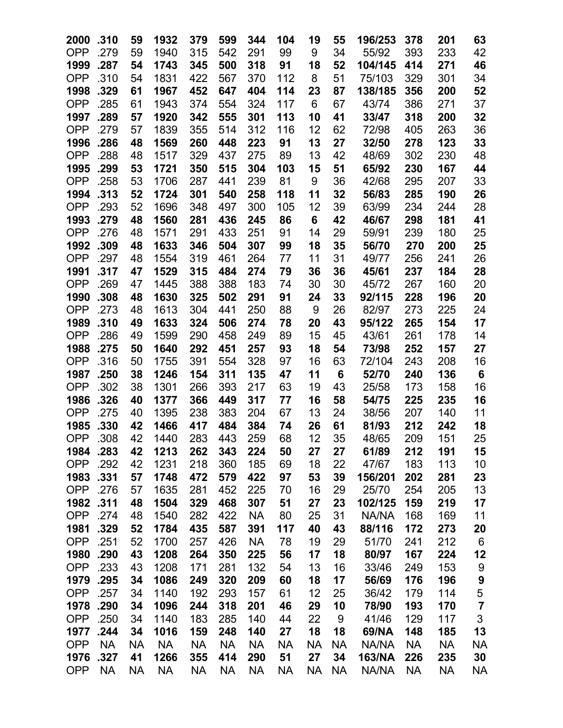| 2000 | .310 | 59 | 1932 | 379 | 599 | 344 | 104 | 19 | 55 | 196/253 | 378 | 201 | 63 |
|---|---|---|---|---|---|---|---|---|---|---|---|---|---|
| OPP | .279 | 59 | 1940 | 315 | 542 | 291 | 99 | 9 | 34 | 55/92 | 393 | 233 | 42 |
| **1999** | **.287** | **54** | **1743** | **345** | **500** | **318** | **91** | **18** | **52** | **104/145** | **414** | **271** | **46** |
| OPP | .310 | 54 | 1831 | 422 | 567 | 370 | 112 | 8 | 51 | 75/103 | 329 | 301 | 34 |
| **1998** | **.329** | **61** | **1967** | **452** | **647** | **404** | **114** | **23** | **87** | **138/185** | **356** | **200** | **52** |
| OPP | .285 | 61 | 1943 | 374 | 554 | 324 | 117 | 6 | 67 | 43/74 | 386 | 271 | 37 |
| **1997** | **.289** | **57** | **1920** | **342** | **555** | **301** | **113** | **10** | **41** | **33/47** | **318** | **200** | **32** |
| OPP | .279 | 57 | 1839 | 355 | 514 | 312 | 116 | 12 | 62 | 72/98 | 405 | 263 | 36 |
| **1996** | **.286** | **48** | **1569** | **260** | **448** | **223** | **91** | **13** | **27** | **32/50** | **278** | **123** | **33** |
| OPP | .288 | 48 | 1517 | 329 | 437 | 275 | 89 | 13 | 42 | 48/69 | 302 | 230 | 48 |
| **1995** | **.299** | **53** | **1721** | **350** | **515** | **304** | **103** | **15** | **51** | **65/92** | **230** | **167** | **44** |
| OPP | .258 | 53 | 1706 | 287 | 441 | 239 | 81 | 9 | 36 | 42/68 | 295 | 207 | 33 |
| **1994** | **.313** | **52** | **1724** | **301** | **540** | **258** | **118** | **11** | **32** | **56/83** | **285** | **190** | **26** |
| OPP | .293 | 52 | 1696 | 348 | 497 | 300 | 105 | 12 | 39 | 63/99 | 234 | 244 | 28 |
| **1993** | **.279** | **48** | **1560** | **281** | **436** | **245** | **86** | **6** | **42** | **46/67** | **298** | **181** | **41** |
| OPP | .276 | 48 | 1571 | 291 | 433 | 251 | 91 | 14 | 29 | 59/91 | 239 | 180 | 25 |
| **1992** | **.309** | **48** | **1633** | **346** | **504** | **307** | **99** | **18** | **35** | **56/70** | **270** | **200** | **25** |
| OPP | .297 | 48 | 1554 | 319 | 461 | 264 | 77 | 11 | 31 | 49/77 | 256 | 241 | 26 |
| **1991** | **.317** | **47** | **1529** | **315** | **484** | **274** | **79** | **36** | **36** | **45/61** | **237** | **184** | **28** |
| OPP | .269 | 47 | 1445 | 388 | 388 | 183 | 74 | 30 | 30 | 45/72 | 267 | 160 | 20 |
| **1990** | **.308** | **48** | **1630** | **325** | **502** | **291** | **91** | **24** | **33** | **92/115** | **228** | **196** | **20** |
| OPP | .273 | 48 | 1613 | 304 | 441 | 250 | 88 | 9 | 26 | 82/97 | 273 | 225 | 24 |
| **1989** | **.310** | **49** | **1633** | **324** | **506** | **274** | **78** | **20** | **43** | **95/122** | **265** | **154** | **17** |
| OPP | .286 | 49 | 1599 | 290 | 458 | 249 | 89 | 15 | 45 | 43/61 | 261 | 178 | 14 |
| **1988** | **.275** | **50** | **1640** | **292** | **451** | **257** | **93** | **18** | **54** | **73/98** | **252** | **157** | **27** |
| OPP | .316 | 50 | 1755 | 391 | 554 | 328 | 97 | 16 | 63 | 72/104 | 243 | 208 | 16 |
| **1987** | **.250** | **38** | **1246** | **154** | **311** | **135** | **47** | **11** | **6** | **52/70** | **240** | **136** | **6** |
| OPP | .302 | 38 | 1301 | 266 | 393 | 217 | 63 | 19 | 43 | 25/58 | 173 | 158 | 16 |
| **1986** | **.326** | **40** | **1377** | **366** | **449** | **317** | **77** | **16** | **58** | **54/75** | **225** | **235** | **16** |
| OPP | .275 | 40 | 1395 | 238 | 383 | 204 | 67 | 13 | 24 | 38/56 | 207 | 140 | 11 |
| **1985** | **.330** | **42** | **1466** | **417** | **484** | **384** | **74** | **26** | **61** | **81/93** | **212** | **242** | **18** |
| OPP | .308 | 42 | 1440 | 283 | 443 | 259 | 68 | 12 | 35 | 48/65 | 209 | 151 | 25 |
| **1984** | **.283** | **42** | **1213** | **262** | **343** | **224** | **50** | **27** | **27** | **61/89** | **212** | **191** | **15** |
| OPP | .292 | 42 | 1231 | 218 | 360 | 185 | 69 | 18 | 22 | 47/67 | 183 | 113 | 10 |
| **1983** | **.331** | **57** | **1748** | **472** | **579** | **422** | **97** | **53** | **39** | **156/201** | **202** | **281** | **23** |
| OPP | .276 | 57 | 1635 | 281 | 452 | 225 | 70 | 16 | 29 | 25/70 | 254 | 205 | 13 |
| **1982** | **.311** | **48** | **1504** | **329** | **468** | **307** | **51** | **27** | **23** | **102/125** | **159** | **219** | **17** |
| OPP | .274 | 48 | 1540 | 282 | 422 | NA | 80 | 25 | 31 | NA/NA | 168 | 169 | 11 |
| **1981** | **.329** | **52** | **1784** | **435** | **587** | **391** | **117** | **40** | **43** | **88/116** | **172** | **273** | **20** |
| OPP | .251 | 52 | 1700 | 257 | 426 | NA | 78 | 19 | 29 | 51/70 | 241 | 212 | 6 |
| **1980** | **.290** | **43** | **1208** | **264** | **350** | **225** | **56** | **17** | **18** | **80/97** | **167** | **224** | **12** |
| OPP | .233 | 43 | 1208 | 171 | 281 | 132 | 54 | 13 | 16 | 33/46 | 249 | 153 | 9 |
| **1979** | **.295** | **34** | **1086** | **249** | **320** | **209** | **60** | **18** | **17** | **56/69** | **176** | **196** | **9** |
| OPP | .257 | 34 | 1140 | 192 | 293 | 157 | 61 | 12 | 25 | 36/42 | 179 | 114 | 5 |
| **1978** | **.290** | **34** | **1096** | **244** | **318** | **201** | **46** | **29** | **10** | **78/90** | **193** | **170** | **7** |
| OPP | .250 | 34 | 1140 | 183 | 285 | 140 | 44 | 22 | 9 | 41/46 | 129 | 117 | 3 |
| **1977** | **.244** | **34** | **1016** | **159** | **248** | **140** | **27** | **18** | **18** | **69/NA** | **148** | **185** | **13** |
| OPP | NA | NA | NA | NA | NA | NA | NA | NA | NA | NA/NA | NA | NA | NA |
| **1976** | **.327** | **41** | **1266** | **355** | **414** | **290** | **51** | **27** | **34** | **163/NA** | **226** | **235** | **30** |
| OPP | NA | NA | NA | NA | NA | NA | NA | NA | NA | NA/NA | NA | NA | NA |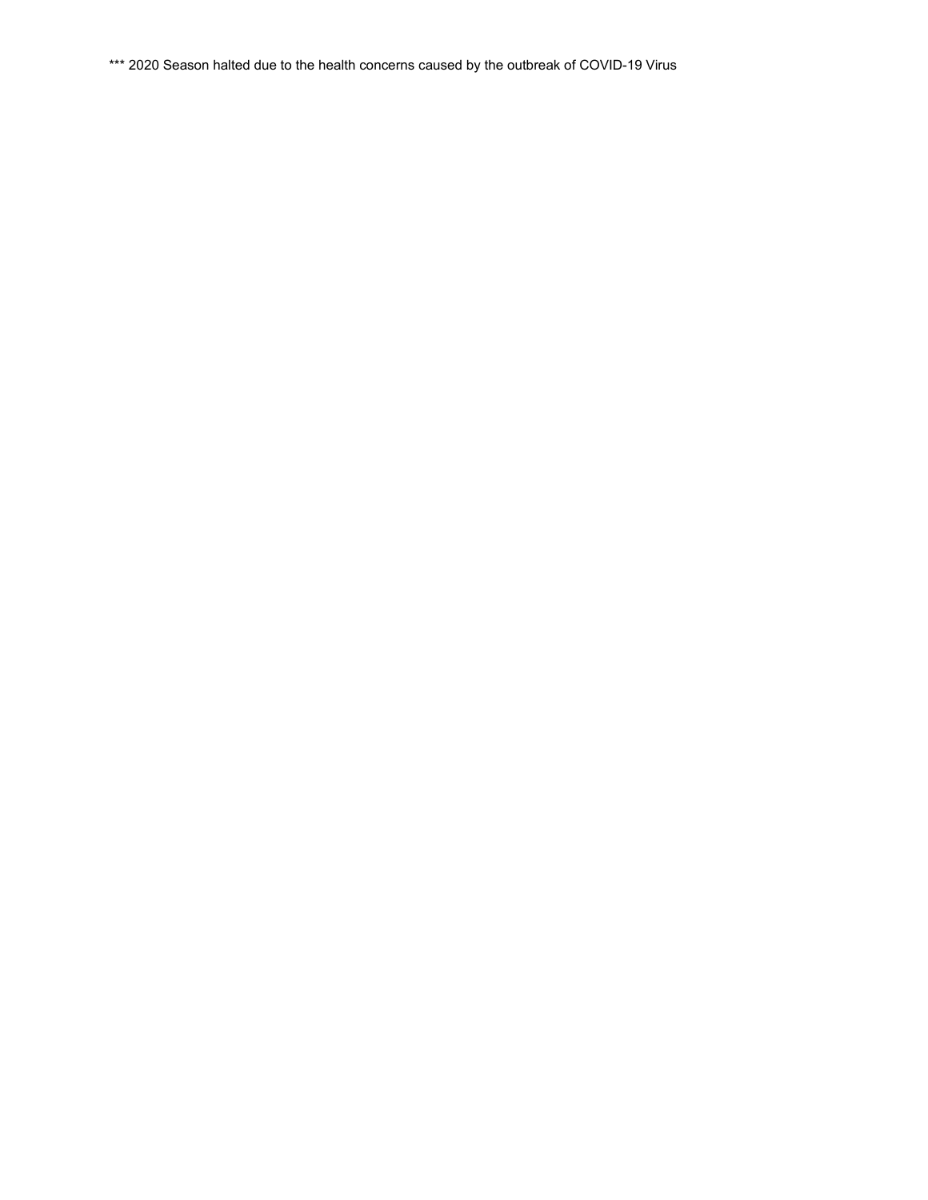*** 2020 Season halted due to the health concerns caused by the outbreak of COVID-19 Virus